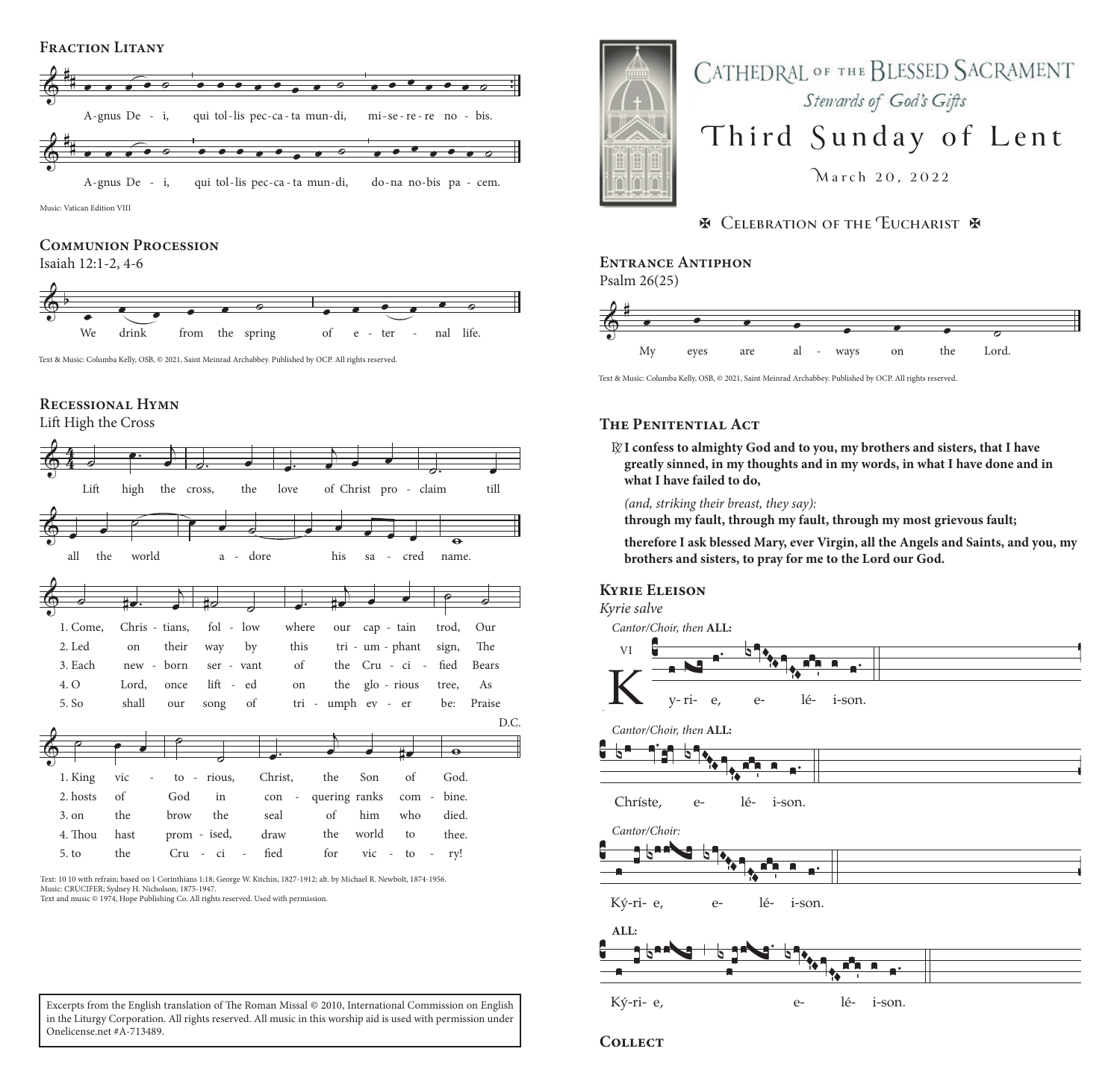## Fraction Litany

A-gnus De - i, qui tol-lis pec-ca-ta mun-di, mi-se-re-re no - bis.

A-gnus De - i, qui tol-lis pec-ca-ta mun-di, do-na no-bis pa - cem.

Music: Vatican Edition VIII

## Communion Procession

Isaiah 12:1-2, 4-6

We drink from the spring of e - ter - nal life.

Text & Music: Columba Kelly, OSB, © 2021, Saint Meinrad Archabbey. Published by OCP. All rights reserved.

## Recessional Hymn

Lift High the Cross

Lift high the cross, the love of Christ pro - claim till all the world a - dore his sa - cred name.

1. Come, Chris - tians, fol - low where our cap - tain trod, Our King vic - to - rious, Christ, the Son of God.
2. Led on their way by this tri - um - phant sign, The hosts of God in con - quering ranks com - bine.
3. Each new - born ser - vant of the Cru - ci - fied Bears on the brow the seal of him who died.
4. O Lord, once lift - ed on the glo - rious tree, As Thou hast prom - ised, draw the world to thee.
5. So shall our song of tri - umph ev - er be: Praise to the Cru - ci - fied for vic - to - ry!

D.C.

Text: 10 10 with refrain; based on 1 Corinthians 1:18; George W. Kitchin, 1827-1912; alt. by Michael R. Newbolt, 1874-1956.
Music: CRUCIFER; Sydney H. Nicholson, 1875-1947.
Text and music © 1974, Hope Publishing Co. All rights reserved. Used with permission.

Excerpts from the English translation of The Roman Missal © 2010, International Commission on English in the Liturgy Corporation. All rights reserved. All music in this worship aid is used with permission under Onelicense.net #A-713489.

# Cathedral of the Blessed Sacrament

*Stewards of God's Gifts*

# Third Sunday of Lent

March 20, 2022

✠ Celebration of the Eucharist ✠

## Entrance Antiphon

Psalm 26(25)

My eyes are al - ways on the Lord.

Text & Music: Columba Kelly, OSB, © 2021, Saint Meinrad Archabbey. Published by OCP. All rights reserved.

## The Penitential Act

℟ **I confess to almighty God and to you, my brothers and sisters, that I have greatly sinned, in my thoughts and in my words, in what I have done and in what I have failed to do,**

*(and, striking their breast, they say):*
**through my fault, through my fault, through my most grievous fault;**

**therefore I ask blessed Mary, ever Virgin, all the Angels and Saints, and you, my brothers and sisters, to pray for me to the Lord our God.**

## Kyrie Eleison

*Kyrie salve*

*Cantor/Choir, then* **ALL:**

VI Ky-ri- e, e- lé- i-son.

*Cantor/Choir, then* **ALL:**

Chríste, e- lé- i-son.

*Cantor/Choir:*

Ký-ri- e, e- lé- i-son.

**ALL:**

Ký-ri- e, e- lé- i-son.

## Collect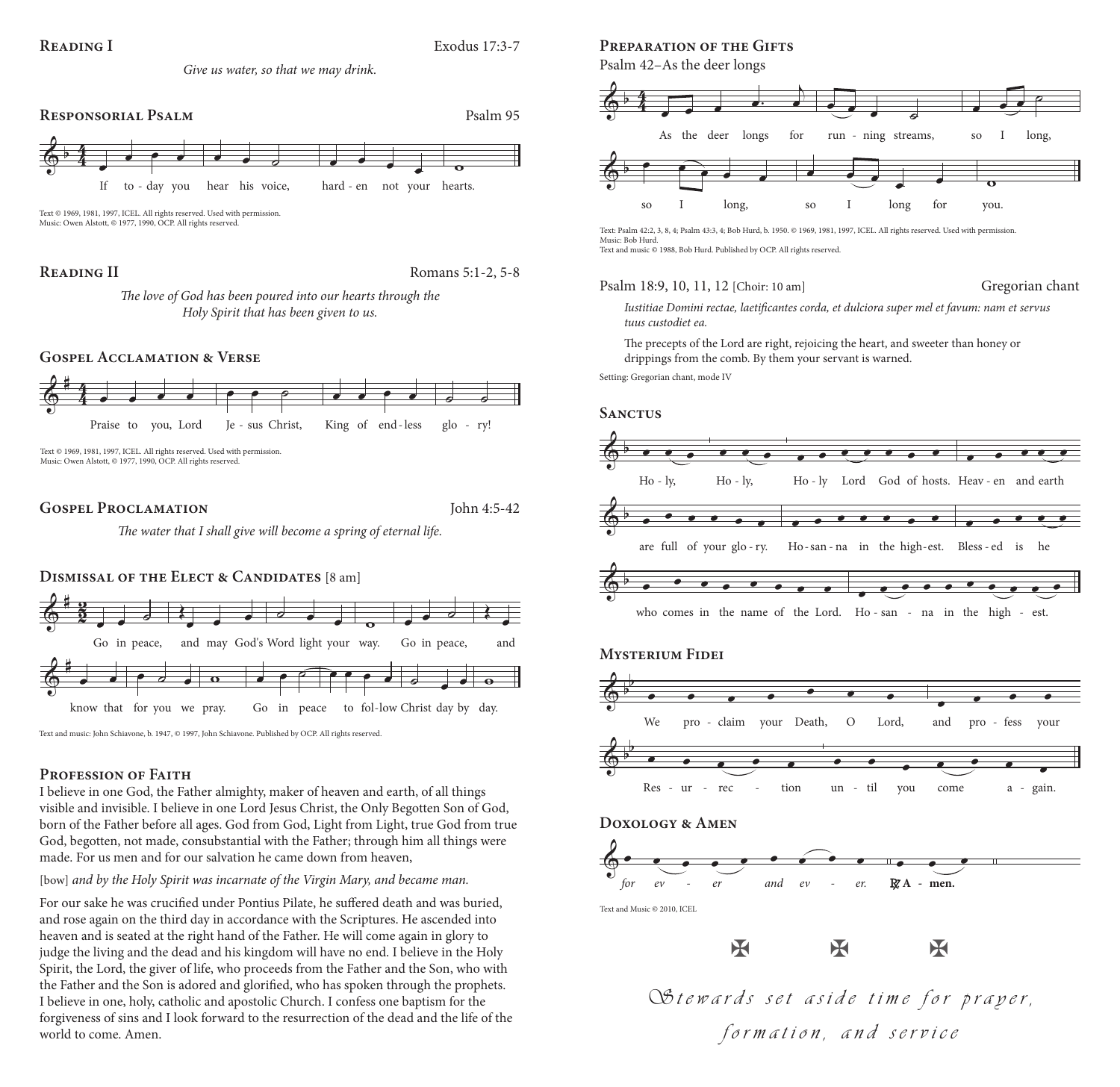## Reading I

Exodus 17:3-7

*Give us water, so that we may drink.*

## Responsorial Psalm

Psalm 95

If to - day you hear his voice, hard - en not your hearts.

Text © 1969, 1981, 1997, ICEL. All rights reserved. Used with permission.
Music: Owen Alstott, © 1977, 1990, OCP. All rights reserved.

## Reading II

Romans 5:1-2, 5-8

*The love of God has been poured into our hearts through the Holy Spirit that has been given to us.*

## Gospel Acclamation & Verse

Praise to you, Lord Je - sus Christ, King of end - less glo - ry!

Text © 1969, 1981, 1997, ICEL. All rights reserved. Used with permission.
Music: Owen Alstott, © 1977, 1990, OCP. All rights reserved.

## Gospel Proclamation

John 4:5-42

*The water that I shall give will become a spring of eternal life.*

## Dismissal of the Elect & Candidates [8 am]

Go in peace, and may God's Word light your way. Go in peace, and know that for you we pray. Go in peace to fol-low Christ day by day.

Text and music: John Schiavone, b. 1947, © 1997, John Schiavone. Published by OCP. All rights reserved.

## Profession of Faith

I believe in one God, the Father almighty, maker of heaven and earth, of all things visible and invisible. I believe in one Lord Jesus Christ, the Only Begotten Son of God, born of the Father before all ages. God from God, Light from Light, true God from true God, begotten, not made, consubstantial with the Father; through him all things were made. For us men and for our salvation he came down from heaven,

[bow] *and by the Holy Spirit was incarnate of the Virgin Mary, and became man.*

For our sake he was crucified under Pontius Pilate, he suffered death and was buried, and rose again on the third day in accordance with the Scriptures. He ascended into heaven and is seated at the right hand of the Father. He will come again in glory to judge the living and the dead and his kingdom will have no end. I believe in the Holy Spirit, the Lord, the giver of life, who proceeds from the Father and the Son, who with the Father and the Son is adored and glorified, who has spoken through the prophets. I believe in one, holy, catholic and apostolic Church. I confess one baptism for the forgiveness of sins and I look forward to the resurrection of the dead and the life of the world to come. Amen.

## Preparation of the Gifts

Psalm 42–As the deer longs

As the deer longs for run - ning streams, so I long, so I long, so I long for you.

Text: Psalm 42:2, 3, 8, 4; Psalm 43:3, 4; Bob Hurd, b. 1950. © 1969, 1981, 1997, ICEL. All rights reserved. Used with permission.
Music: Bob Hurd.
Text and music © 1988, Bob Hurd. Published by OCP. All rights reserved.

Psalm 18:9, 10, 11, 12 [Choir: 10 am] — Gregorian chant

*Iustitiae Domini rectae, laetificantes corda, et dulciora super mel et favum: nam et servus tuus custodiet ea.*

The precepts of the Lord are right, rejoicing the heart, and sweeter than honey or drippings from the comb. By them your servant is warned.

Setting: Gregorian chant, mode IV

## Sanctus

Ho - ly, Ho - ly, Ho - ly Lord God of hosts. Heav - en and earth are full of your glo - ry. Ho - san - na in the high - est. Bless - ed is he who comes in the name of the Lord. Ho - san - na in the high - est.

## Mysterium Fidei

We pro - claim your Death, O Lord, and pro - fess your Res - ur - rec - tion un - til you come a - gain.

## Doxology & Amen

*for ev - er and ev - er.* ℟ **A - men.**

Text and Music © 2010, ICEL

*Stewards set aside time for prayer, formation, and service*